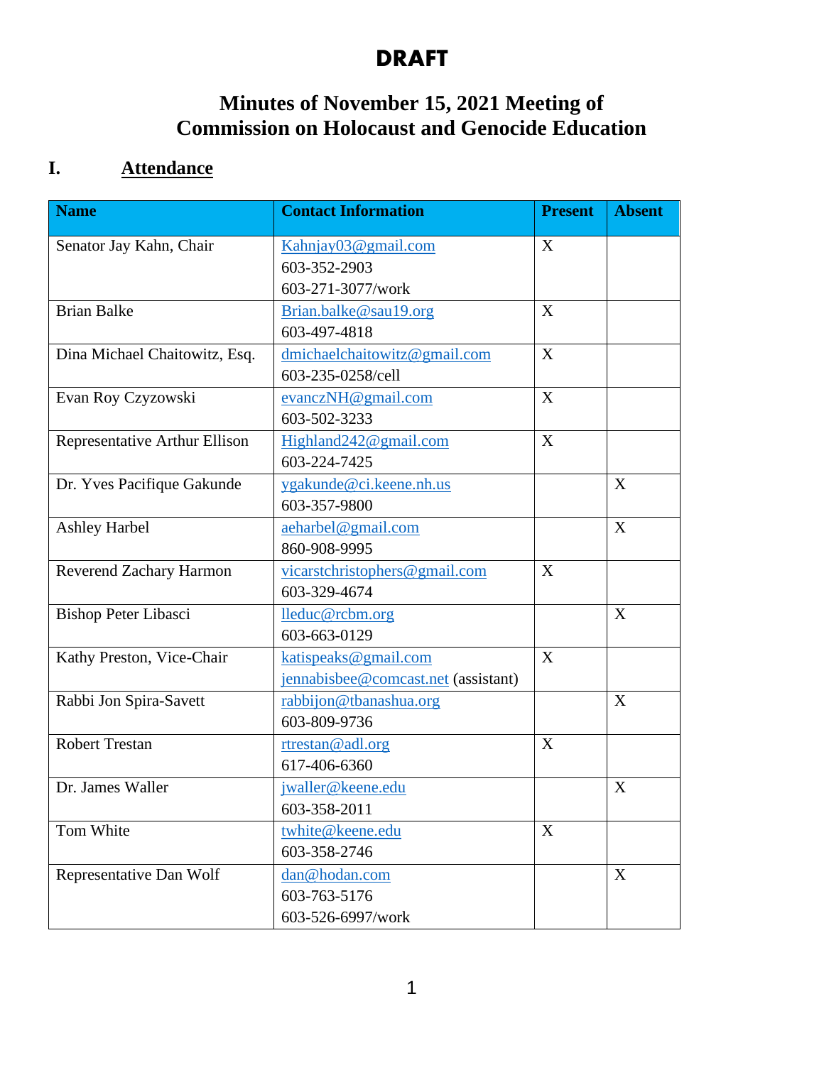# DRAFT

## Minutes of November 15, 2021 Meeting of Commission on Holocaust and Genocide Education

### I. Attendance

| Name | Contact Information | Present | Absent |
|---|---|---|---|
| Senator Jay Kahn, Chair | Kahnjay03@gmail.com<br>603-352-2903<br>603-271-3077/work | X | |
| Brian Balke | Brian.balke@sau19.org<br>603-497-4818 | X | |
| Dina Michael Chaitowitz, Esq. | dmichaelchaitowitz@gmail.com<br>603-235-0258/cell | X | |
| Evan Roy Czyzowski | evanczNH@gmail.com<br>603-502-3233 | X | |
| Representative Arthur Ellison | Highland242@gmail.com<br>603-224-7425 | X | |
| Dr. Yves Pacifique Gakunde | ygakunde@ci.keene.nh.us<br>603-357-9800 | | X |
| Ashley Harbel | aeharbel@gmail.com<br>860-908-9995 | | X |
| Reverend Zachary Harmon | vicarstchristophers@gmail.com<br>603-329-4674 | X | |
| Bishop Peter Libasci | lleduc@rcbm.org<br>603-663-0129 | | X |
| Kathy Preston, Vice-Chair | katispeaks@gmail.com<br>jennabisbee@comcast.net (assistant) | X | |
| Rabbi Jon Spira-Savett | rabbijon@tbanashua.org<br>603-809-9736 | | X |
| Robert Trestan | rtrestan@adl.org<br>617-406-6360 | X | |
| Dr. James Waller | jwaller@keene.edu<br>603-358-2011 | | X |
| Tom White | twhite@keene.edu<br>603-358-2746 | X | |
| Representative Dan Wolf | dan@hodan.com<br>603-763-5176<br>603-526-6997/work | | X |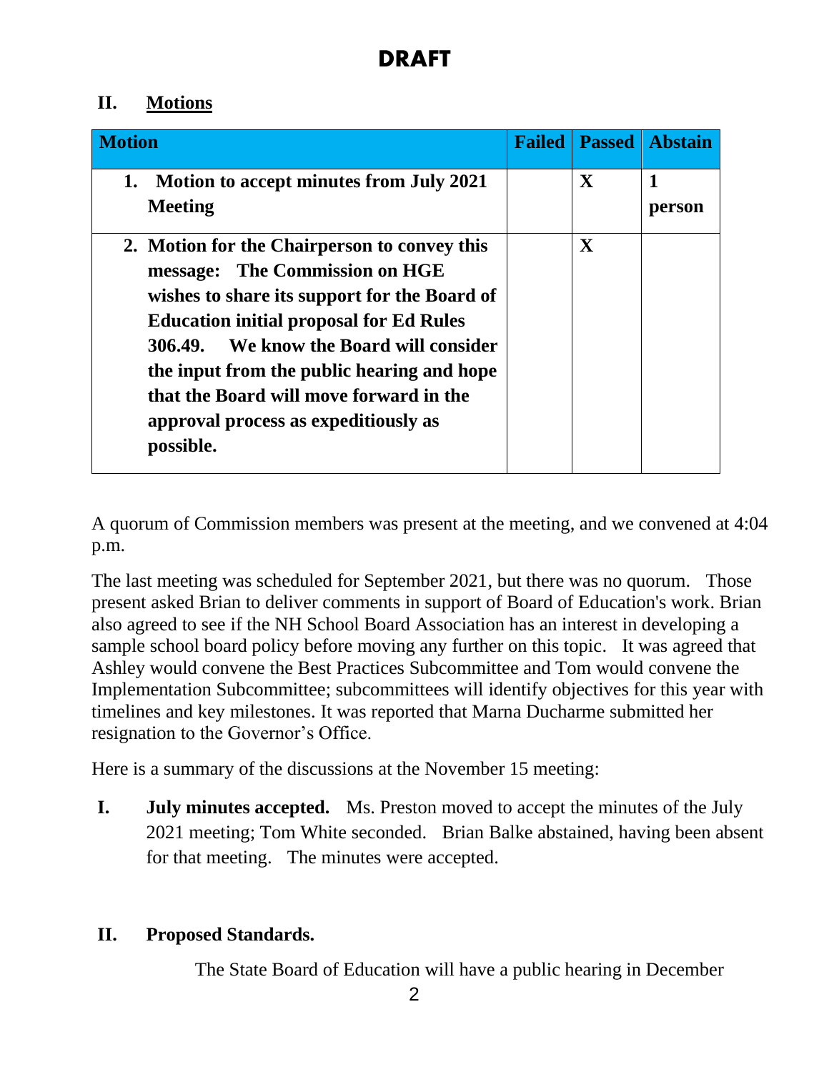# DRAFT

## II. Motions

| Motion | Failed | Passed | Abstain |
|---|---|---|---|
| **1. Motion to accept minutes from July 2021 Meeting** | | **X** | **1 person** |
| **2. Motion for the Chairperson to convey this message: The Commission on HGE wishes to share its support for the Board of Education initial proposal for Ed Rules 306.49. We know the Board will consider the input from the public hearing and hope that the Board will move forward in the approval process as expeditiously as possible.** | | **X** | |

A quorum of Commission members was present at the meeting, and we convened at 4:04 p.m.

The last meeting was scheduled for September 2021, but there was no quorum. Those present asked Brian to deliver comments in support of Board of Education's work. Brian also agreed to see if the NH School Board Association has an interest in developing a sample school board policy before moving any further on this topic. It was agreed that Ashley would convene the Best Practices Subcommittee and Tom would convene the Implementation Subcommittee; subcommittees will identify objectives for this year with timelines and key milestones. It was reported that Marna Ducharme submitted her resignation to the Governor's Office.

Here is a summary of the discussions at the November 15 meeting:

**I. July minutes accepted.** Ms. Preston moved to accept the minutes of the July 2021 meeting; Tom White seconded. Brian Balke abstained, having been absent for that meeting. The minutes were accepted.

**II. Proposed Standards.**

The State Board of Education will have a public hearing in December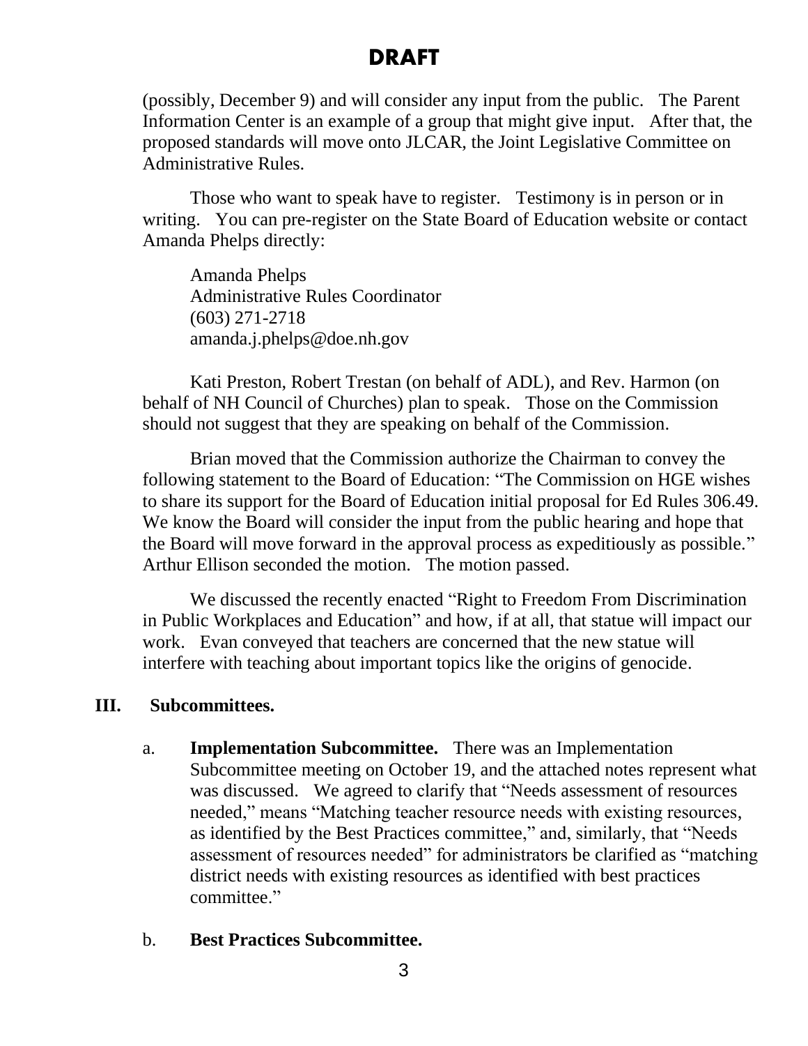# DRAFT

(possibly, December 9) and will consider any input from the public. The Parent Information Center is an example of a group that might give input. After that, the proposed standards will move onto JLCAR, the Joint Legislative Committee on Administrative Rules.

Those who want to speak have to register. Testimony is in person or in writing. You can pre-register on the State Board of Education website or contact Amanda Phelps directly:

Amanda Phelps
Administrative Rules Coordinator
(603) 271-2718
amanda.j.phelps@doe.nh.gov

Kati Preston, Robert Trestan (on behalf of ADL), and Rev. Harmon (on behalf of NH Council of Churches) plan to speak. Those on the Commission should not suggest that they are speaking on behalf of the Commission.

Brian moved that the Commission authorize the Chairman to convey the following statement to the Board of Education: "The Commission on HGE wishes to share its support for the Board of Education initial proposal for Ed Rules 306.49. We know the Board will consider the input from the public hearing and hope that the Board will move forward in the approval process as expeditiously as possible." Arthur Ellison seconded the motion. The motion passed.

We discussed the recently enacted "Right to Freedom From Discrimination in Public Workplaces and Education" and how, if at all, that statue will impact our work. Evan conveyed that teachers are concerned that the new statue will interfere with teaching about important topics like the origins of genocide.

## III. Subcommittees.

a. **Implementation Subcommittee.** There was an Implementation Subcommittee meeting on October 19, and the attached notes represent what was discussed. We agreed to clarify that "Needs assessment of resources needed," means "Matching teacher resource needs with existing resources, as identified by the Best Practices committee," and, similarly, that "Needs assessment of resources needed" for administrators be clarified as "matching district needs with existing resources as identified with best practices committee."

b. **Best Practices Subcommittee.**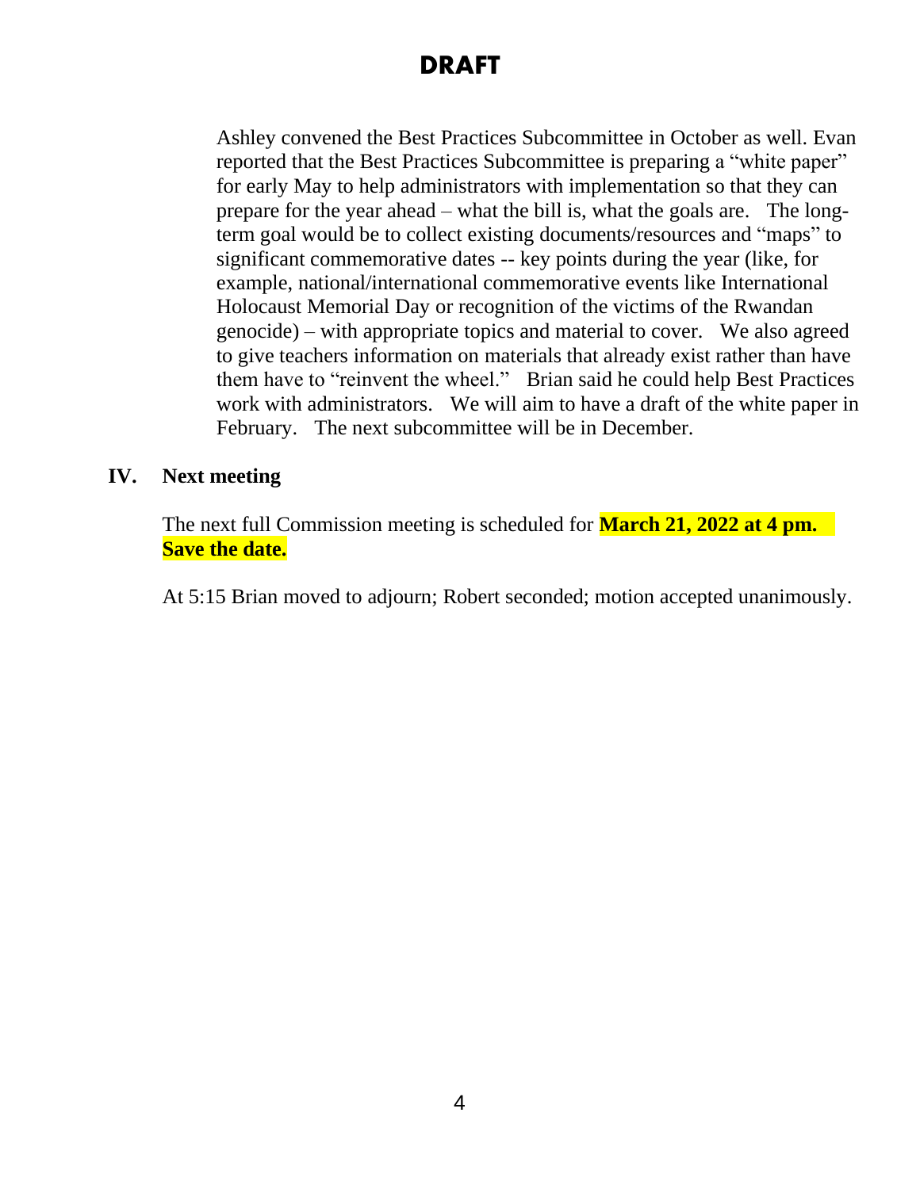# DRAFT

Ashley convened the Best Practices Subcommittee in October as well. Evan reported that the Best Practices Subcommittee is preparing a "white paper" for early May to help administrators with implementation so that they can prepare for the year ahead – what the bill is, what the goals are. The long-term goal would be to collect existing documents/resources and "maps" to significant commemorative dates -- key points during the year (like, for example, national/international commemorative events like International Holocaust Memorial Day or recognition of the victims of the Rwandan genocide) – with appropriate topics and material to cover. We also agreed to give teachers information on materials that already exist rather than have them have to "reinvent the wheel." Brian said he could help Best Practices work with administrators. We will aim to have a draft of the white paper in February. The next subcommittee will be in December.

## IV. Next meeting

The next full Commission meeting is scheduled for **March 21, 2022 at 4 pm. Save the date.**

At 5:15 Brian moved to adjourn; Robert seconded; motion accepted unanimously.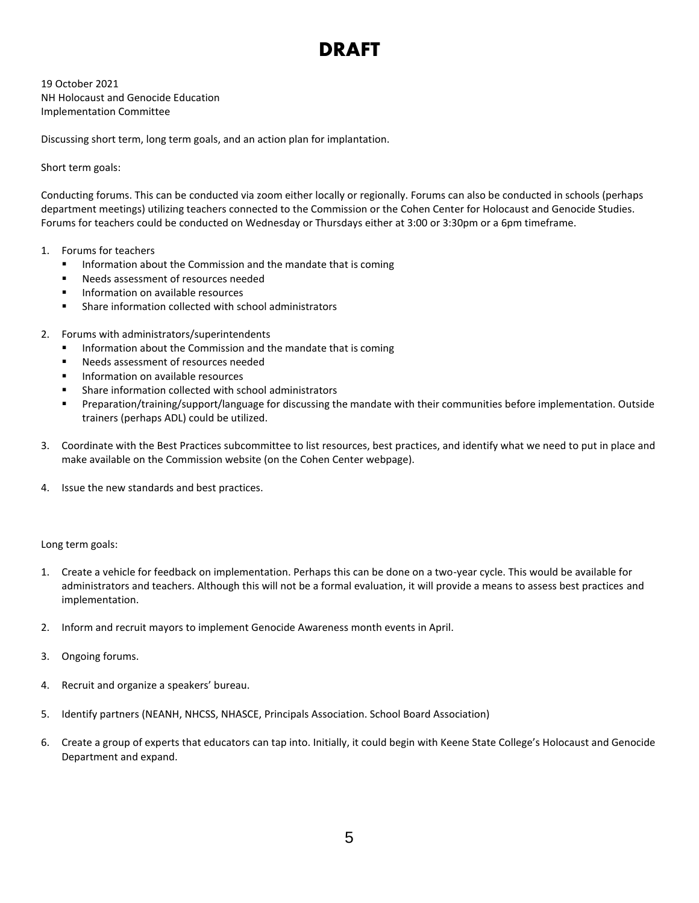# DRAFT

19 October 2021
NH Holocaust and Genocide Education
Implementation Committee

Discussing short term, long term goals, and an action plan for implantation.

Short term goals:

Conducting forums. This can be conducted via zoom either locally or regionally. Forums can also be conducted in schools (perhaps department meetings) utilizing teachers connected to the Commission or the Cohen Center for Holocaust and Genocide Studies. Forums for teachers could be conducted on Wednesday or Thursdays either at 3:00 or 3:30pm or a 6pm timeframe.

1. Forums for teachers
   - Information about the Commission and the mandate that is coming
   - Needs assessment of resources needed
   - Information on available resources
   - Share information collected with school administrators

2. Forums with administrators/superintendents
   - Information about the Commission and the mandate that is coming
   - Needs assessment of resources needed
   - Information on available resources
   - Share information collected with school administrators
   - Preparation/training/support/language for discussing the mandate with their communities before implementation. Outside trainers (perhaps ADL) could be utilized.

3. Coordinate with the Best Practices subcommittee to list resources, best practices, and identify what we need to put in place and make available on the Commission website (on the Cohen Center webpage).

4. Issue the new standards and best practices.

Long term goals:

1. Create a vehicle for feedback on implementation. Perhaps this can be done on a two-year cycle. This would be available for administrators and teachers. Although this will not be a formal evaluation, it will provide a means to assess best practices and implementation.

2. Inform and recruit mayors to implement Genocide Awareness month events in April.

3. Ongoing forums.

4. Recruit and organize a speakers' bureau.

5. Identify partners (NEANH, NHCSS, NHASCE, Principals Association. School Board Association)

6. Create a group of experts that educators can tap into. Initially, it could begin with Keene State College's Holocaust and Genocide Department and expand.